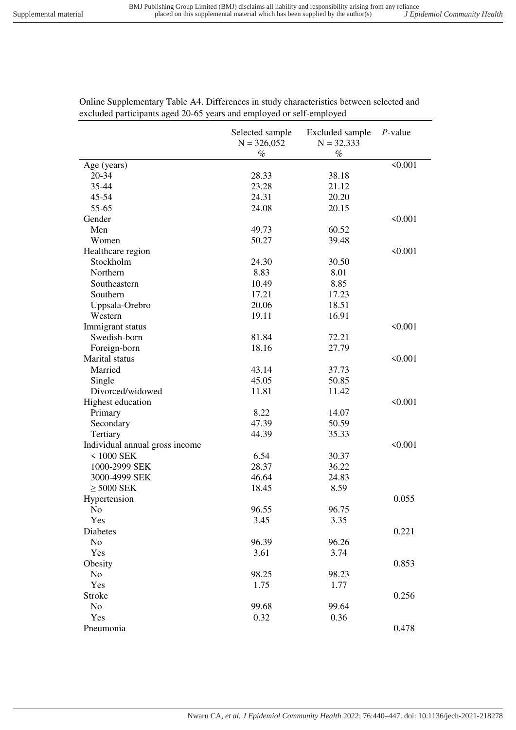Online Supplementary Table A4. Differences in study characteristics between selected and excluded participants aged 20-65 years and employed or self-employed

| | Selected sample N = 326,052 % | Excluded sample N = 32,333 % | *P*-value |
|---|---|---|---|
| Age (years) | | | <0.001 |
| 20-34 | 28.33 | 38.18 | |
| 35-44 | 23.28 | 21.12 | |
| 45-54 | 24.31 | 20.20 | |
| 55-65 | 24.08 | 20.15 | |
| Gender | | | <0.001 |
| Men | 49.73 | 60.52 | |
| Women | 50.27 | 39.48 | |
| Healthcare region | | | <0.001 |
| Stockholm | 24.30 | 30.50 | |
| Northern | 8.83 | 8.01 | |
| Southeastern | 10.49 | 8.85 | |
| Southern | 17.21 | 17.23 | |
| Uppsala-Orebro | 20.06 | 18.51 | |
| Western | 19.11 | 16.91 | |
| Immigrant status | | | <0.001 |
| Swedish-born | 81.84 | 72.21 | |
| Foreign-born | 18.16 | 27.79 | |
| Marital status | | | <0.001 |
| Married | 43.14 | 37.73 | |
| Single | 45.05 | 50.85 | |
| Divorced/widowed | 11.81 | 11.42 | |
| Highest education | | | <0.001 |
| Primary | 8.22 | 14.07 | |
| Secondary | 47.39 | 50.59 | |
| Tertiary | 44.39 | 35.33 | |
| Individual annual gross income | | | <0.001 |
| < 1000 SEK | 6.54 | 30.37 | |
| 1000-2999 SEK | 28.37 | 36.22 | |
| 3000-4999 SEK | 46.64 | 24.83 | |
| ≥ 5000 SEK | 18.45 | 8.59 | |
| Hypertension | | | 0.055 |
| No | 96.55 | 96.75 | |
| Yes | 3.45 | 3.35 | |
| Diabetes | | | 0.221 |
| No | 96.39 | 96.26 | |
| Yes | 3.61 | 3.74 | |
| Obesity | | | 0.853 |
| No | 98.25 | 98.23 | |
| Yes | 1.75 | 1.77 | |
| Stroke | | | 0.256 |
| No | 99.68 | 99.64 | |
| Yes | 0.32 | 0.36 | |
| Pneumonia | | | 0.478 |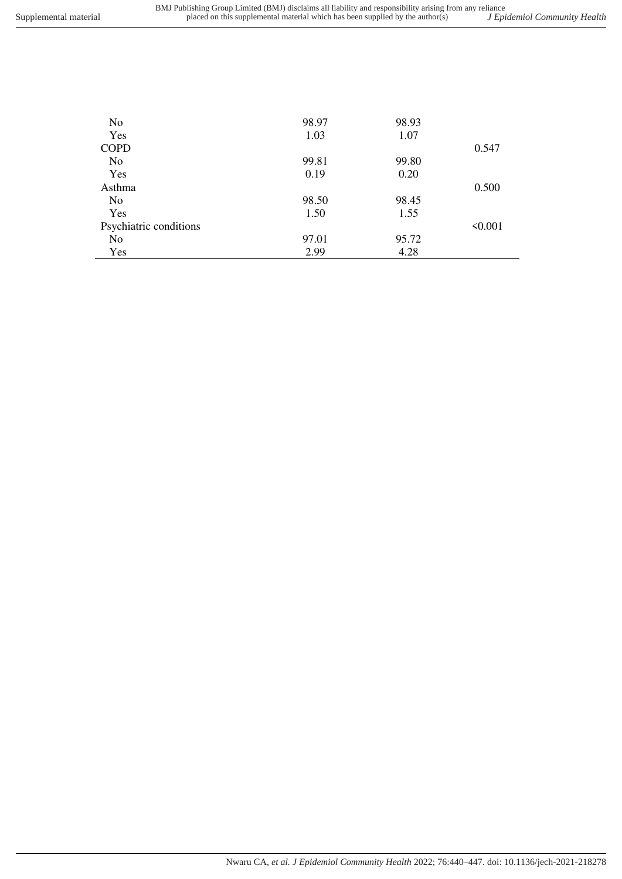| | | | |
|---|---|---|---|
| No | 98.97 | 98.93 | |
| Yes | 1.03 | 1.07 | |
| COPD | | | 0.547 |
| No | 99.81 | 99.80 | |
| Yes | 0.19 | 0.20 | |
| Asthma | | | 0.500 |
| No | 98.50 | 98.45 | |
| Yes | 1.50 | 1.55 | |
| Psychiatric conditions | | | <0.001 |
| No | 97.01 | 95.72 | |
| Yes | 2.99 | 4.28 | |